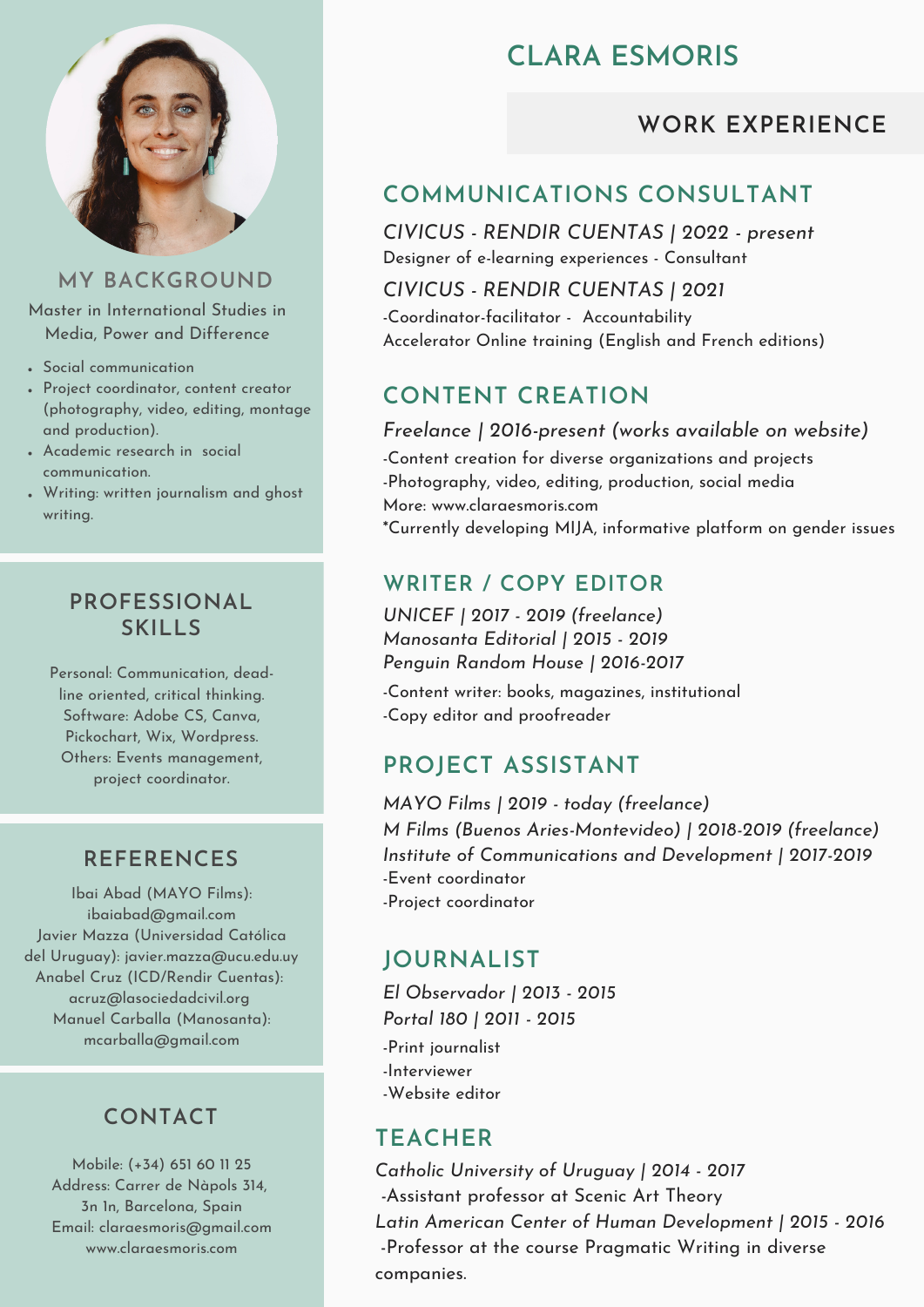# CLARA ESMORIS

## MY BACKGROUND

Master in International Studies in Media, Power and Difference

- Social communication
- Project coordinator, content creator (photography, video, editing, montage and production).
- Academic research in social communication.
- Writing: written journalism and ghost writing.

## PROFESSIONAL SKILLS

Personal: Communication, dead-line oriented, critical thinking.
Software: Adobe CS, Canva, Pickochart, Wix, Wordpress.
Others: Events management, project coordinator.

## REFERENCES

Ibai Abad (MAYO Films): ibaiabad@gmail.com
Javier Mazza (Universidad Católica del Uruguay): javier.mazza@ucu.edu.uy
Anabel Cruz (ICD/Rendir Cuentas): acruz@lasociedadcivil.org
Manuel Carballa (Manosanta): mcarballa@gmail.com

## CONTACT

Mobile: (+34) 651 60 11 25
Address: Carrer de Nàpols 314, 3n 1n, Barcelona, Spain
Email: claraesmoris@gmail.com
www.claraesmoris.com

## WORK EXPERIENCE

### COMMUNICATIONS CONSULTANT

*CIVICUS - RENDIR CUENTAS | 2022 - present*
Designer of e-learning experiences - Consultant

*CIVICUS - RENDIR CUENTAS | 2021*
-Coordinator-facilitator - Accountability Accelerator Online training (English and French editions)

### CONTENT CREATION

*Freelance | 2016-present (works available on website)*
-Content creation for diverse organizations and projects
-Photography, video, editing, production, social media
More: www.claraesmoris.com
*Currently developing MIJA, informative platform on gender issues

### WRITER / COPY EDITOR

*UNICEF | 2017 - 2019 (freelance)*
*Manosanta Editorial | 2015 - 2019*
*Penguin Random House | 2016-2017*
-Content writer: books, magazines, institutional
-Copy editor and proofreader

### PROJECT ASSISTANT

*MAYO Films | 2019 - today (freelance)*
*M Films (Buenos Aries-Montevideo) | 2018-2019 (freelance)*
*Institute of Communications and Development | 2017-2019*
-Event coordinator
-Project coordinator

### JOURNALIST

*El Observador | 2013 - 2015*
*Portal 180 | 2011 - 2015*
-Print journalist
-Interviewer
-Website editor

### TEACHER

*Catholic University of Uruguay | 2014 - 2017*
-Assistant professor at Scenic Art Theory
*Latin American Center of Human Development | 2015 - 2016*
-Professor at the course Pragmatic Writing in diverse companies.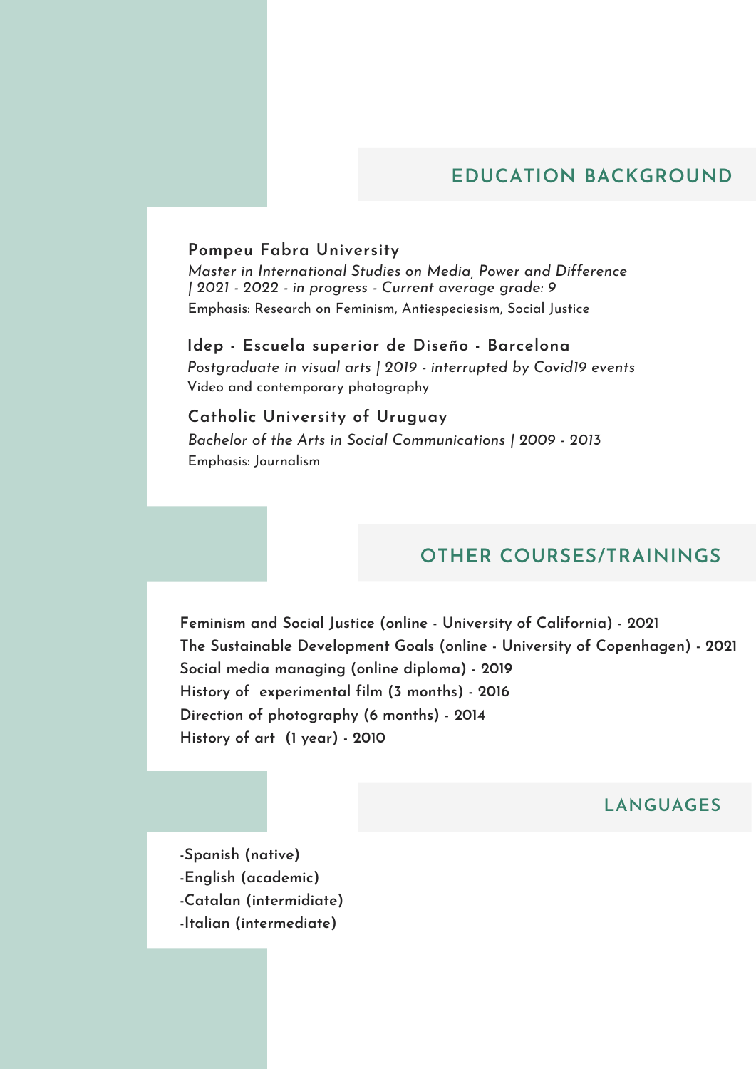## EDUCATION BACKGROUND

**Pompeu Fabra University**
*Master in International Studies on Media, Power and Difference | 2021 - 2022 - in progress - Current average grade: 9*
Emphasis: Research on Feminism, Antiespeciesism, Social Justice

**Idep - Escuela superior de Diseño - Barcelona**
*Postgraduate in visual arts | 2019 - interrupted by Covid19 events*
Video and contemporary photography

**Catholic University of Uruguay**
*Bachelor of the Arts in Social Communications | 2009 - 2013*
Emphasis: Journalism

## OTHER COURSES/TRAININGS

**Feminism and Social Justice (online - University of California) - 2021**
**The Sustainable Development Goals (online - University of Copenhagen) - 2021**
**Social media managing (online diploma) - 2019**
**History of experimental film (3 months) - 2016**
**Direction of photography (6 months) - 2014**
**History of art (1 year) - 2010**

## LANGUAGES

-Spanish (native)
-English (academic)
-Catalan (intermidiate)
-Italian (intermediate)